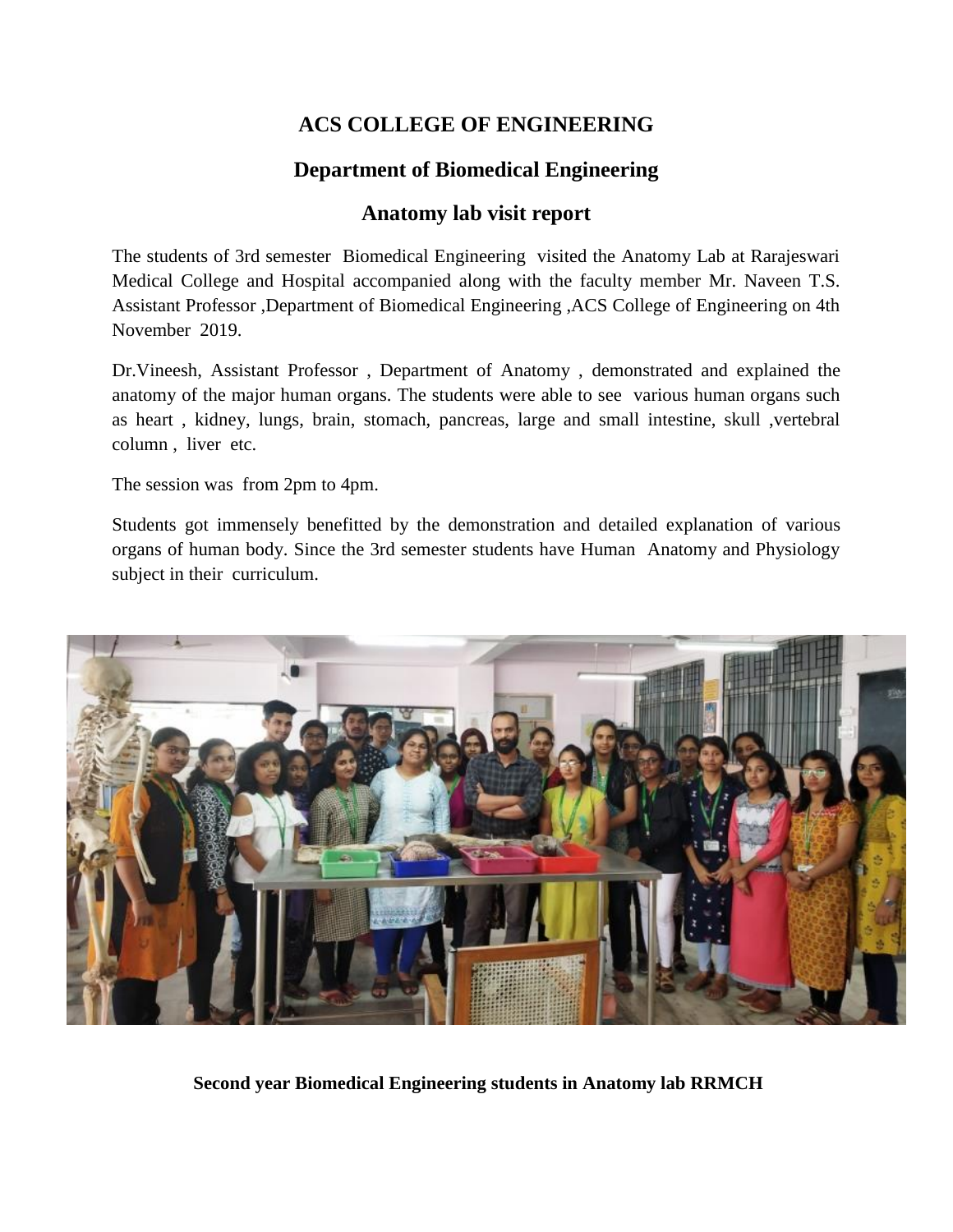# ACS COLLEGE OF ENGINEERING

## Department of Biomedical Engineering

## Anatomy lab visit report

The students of 3rd semester Biomedical Engineering visited the Anatomy Lab at Rarajeswari Medical College and Hospital accompanied along with the faculty member Mr. Naveen T.S. Assistant Professor ,Department of Biomedical Engineering ,ACS College of Engineering on 4th November 2019.

Dr.Vineesh, Assistant Professor , Department of Anatomy , demonstrated and explained the anatomy of the major human organs. The students were able to see various human organs such as heart , kidney, lungs, brain, stomach, pancreas, large and small intestine, skull ,vertebral column , liver etc.

The session was from 2pm to 4pm.

Students got immensely benefitted by the demonstration and detailed explanation of various organs of human body. Since the 3rd semester students have Human Anatomy and Physiology subject in their curriculum.

**Second year Biomedical Engineering students in Anatomy lab RRMCH**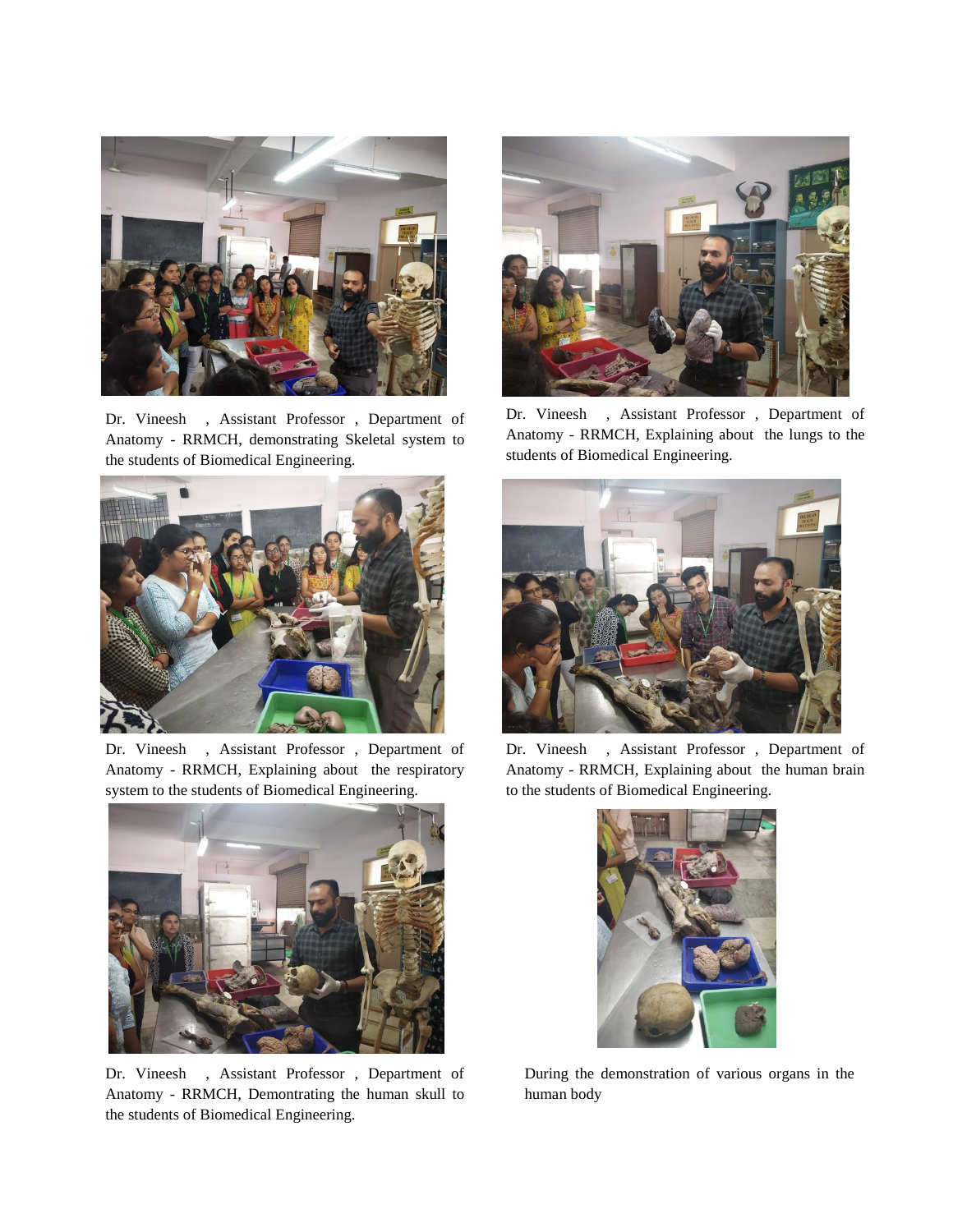Dr. Vineesh , Assistant Professor , Department of Anatomy - RRMCH, demonstrating Skeletal system to the students of Biomedical Engineering.

Dr. Vineesh , Assistant Professor , Department of Anatomy - RRMCH, Explaining about the lungs to the students of Biomedical Engineering.

Dr. Vineesh , Assistant Professor , Department of Anatomy - RRMCH, Explaining about the respiratory system to the students of Biomedical Engineering.

Dr. Vineesh , Assistant Professor , Department of Anatomy - RRMCH, Explaining about the human brain to the students of Biomedical Engineering.

Dr. Vineesh , Assistant Professor , Department of Anatomy - RRMCH, Demontrating the human skull to the students of Biomedical Engineering.

During the demonstration of various organs in the human body